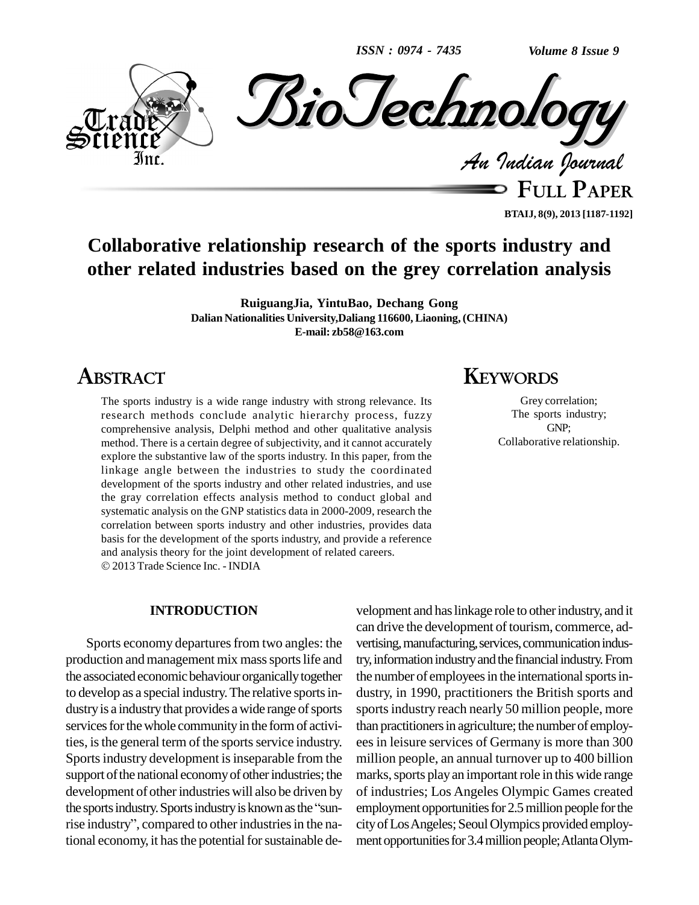# Collaborative relationship research of the sports industry and other related industries based on the grey correlation analysis

**RuiguangJia, YintuBao, Dechang Gong**

**Dalian Nationalities University,Daliang 116600, Liaoning, (CHINA)**

**E-mail: zb58@163.com**

## ABSTRACT

The sports industry is a wide range industry with strong relevance. Its research methods conclude analytic hierarchy process, fuzzy comprehensive analysis, Delphi method and other qualitative analysis method. There is a certain degree of subjectivity, and it cannot accurately explore the substantive law of the sports industry. In this paper, from the linkage angle between the industries to study the coordinated development of the sports industry and other related industries, and use the gray correlation effects analysis method to conduct global and systematic analysis on the GNP statistics data in 2000-2009, research the correlation between sports industry and other industries, provides data basis for the development of the sports industry, and provide a reference and analysis theory for the joint development of related careers.

© 2013 Trade Science Inc. - INDIA

## KEYWORDS

Grey correlation;
The sports industry;
GNP;
Collaborative relationship.

## INTRODUCTION

Sports economy departures from two angles: the production and management mix mass sports life and the associated economic behaviour organically together to develop as a special industry. The relative sports industry is a industry that provides a wide range of sports services for the whole community in the form of activities, is the general term of the sports service industry. Sports industry development is inseparable from the support of the national economy of other industries; the development of other industries will also be driven by the sports industry. Sports industry is known as the "sunrise industry", compared to other industries in the national economy, it has the potential for sustainable development and has linkage role to other industry, and it can drive the development of tourism, commerce, advertising, manufacturing, services, communication industry, information industry and the financial industry. From the number of employees in the international sports industry, in 1990, practitioners the British sports and sports industry reach nearly 50 million people, more than practitioners in agriculture; the number of employees in leisure services of Germany is more than 300 million people, an annual turnover up to 400 billion marks, sports play an important role in this wide range of industries; Los Angeles Olympic Games created employment opportunities for 2.5 million people for the city of Los Angeles; Seoul Olympics provided employment opportunities for 3.4 million people; Atlanta Olym-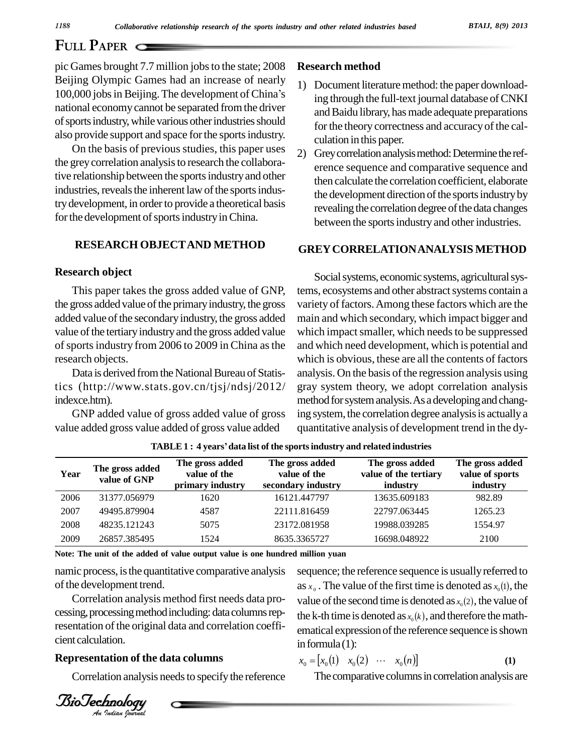pic Games brought 7.7 million jobs to the state; 2008 Beijing Olympic Games had an increase of nearly 100,000 jobs in Beijing. The development of China's national economy cannot be separated from the driver of sports industry, while various other industries should also provide support and space for the sports industry.

On the basis of previous studies, this paper uses the grey correlation analysis to research the collaborative relationship between the sports industry and other industries, reveals the inherent law of the sports industry development, in order to provide a theoretical basis for the development of sports industry in China.

## RESEARCH OBJECT AND METHOD

### Research object

This paper takes the gross added value of GNP, the gross added value of the primary industry, the gross added value of the secondary industry, the gross added value of the tertiary industry and the gross added value of sports industry from 2006 to 2009 in China as the research objects.

Data is derived from the National Bureau of Statistics (http://www.stats.gov.cn/tjsj/ndsj/2012/indexce.htm).

GNP added value of gross added value of gross value added gross value added of gross value added

### Research method

1) Document literature method: the paper downloading through the full-text journal database of CNKI and Baidu library, has made adequate preparations for the theory correctness and accuracy of the calculation in this paper.
2) Grey correlation analysis method: Determine the reference sequence and comparative sequence and then calculate the correlation coefficient, elaborate the development direction of the sports industry by revealing the correlation degree of the data changes between the sports industry and other industries.

## GREY CORRELATION ANALYSIS METHOD

Social systems, economic systems, agricultural systems, ecosystems and other abstract systems contain a variety of factors. Among these factors which are the main and which secondary, which impact bigger and which impact smaller, which needs to be suppressed and which need development, which is potential and which is obvious, these are all the contents of factors analysis. On the basis of the regression analysis using gray system theory, we adopt correlation analysis method for system analysis. As a developing and changing system, the correlation degree analysis is actually a quantitative analysis of development trend in the dynamic process, is the quantitative comparative analysis of the development trend.

**TABLE 1 : 4 years' data list of the sports industry and related industries**

| Year | The gross added value of GNP | The gross added value of the primary industry | The gross added value of the secondary industry | The gross added value of the tertiary industry | The gross added value of sports industry |
|---|---|---|---|---|---|
| 2006 | 31377.056979 | 1620 | 16121.447797 | 13635.609183 | 982.89 |
| 2007 | 49495.879904 | 4587 | 22111.816459 | 22797.063445 | 1265.23 |
| 2008 | 48235.121243 | 5075 | 23172.081958 | 19988.039285 | 1554.97 |
| 2009 | 26857.385495 | 1524 | 8635.3365727 | 16698.048922 | 2100 |

**Note: The unit of the added of value output value is one hundred million yuan**

Correlation analysis method first needs data processing, processing method including: data columns representation of the original data and correlation coefficient calculation.

### Representation of the data columns

Correlation analysis needs to specify the reference sequence; the reference sequence is usually referred to as $x_0$. The value of the first time is denoted as $x_0(1)$, the value of the second time is denoted as $x_0(2)$, the value of the k-th time is denoted as $x_0(k)$, and therefore the mathematical expression of the reference sequence is shown in formula (1):

$$x_0 = [x_0(1) \quad x_0(2) \quad \cdots \quad x_0(n)] \tag{1}$$

The comparative columns in correlation analysis are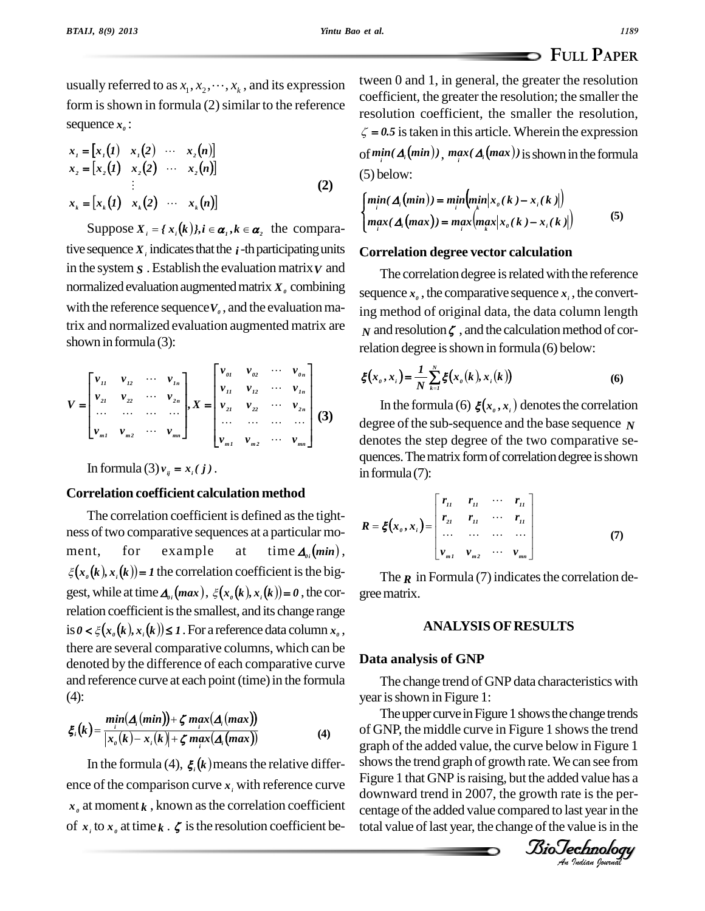usually referred to as $x_1, x_2, \cdots, x_k$, and its expression form is shown in formula (2) similar to the reference sequence $x_0$:

$$\begin{aligned} x_1 &= [x_1(1) \quad x_1(2) \quad \cdots \quad x_2(n)] \\ x_2 &= [x_2(1) \quad x_2(2) \quad \cdots \quad x_2(n)] \\ &\vdots \\ x_k &= [x_k(1) \quad x_k(2) \quad \cdots \quad x_k(n)] \end{aligned} \tag{2}$$

Suppose $X_i = \{x_i(k)\}, i \in \alpha_1, k \in \alpha_2$ the comparative sequence $X_i$ indicates that the $i$-th participating units in the system $S$. Establish the evaluation matrix $V$ and normalized evaluation augmented matrix $X_0$ combining with the reference sequence $V_0$, and the evaluation matrix and normalized evaluation augmented matrix are shown in formula (3):

$$V = \begin{bmatrix} v_{11} & v_{12} & \cdots & v_{1n} \\ v_{21} & v_{22} & \cdots & v_{2n} \\ \cdots & \cdots & \cdots & \cdots \\ v_{m1} & v_{m2} & \cdots & v_{mn} \end{bmatrix}, X = \begin{bmatrix} v_{01} & v_{02} & \cdots & v_{0n} \\ v_{11} & v_{12} & \cdots & v_{1n} \\ v_{21} & v_{22} & \cdots & v_{2n} \\ \cdots & \cdots & \cdots & \cdots \\ v_{m1} & v_{m2} & \cdots & v_{mn} \end{bmatrix} \tag{3}$$

In formula (3) $v_{ij} = x_i(j)$.

### Correlation coefficient calculation method

The correlation coefficient is defined as the tightness of two comparative sequences at a particular moment, for example at time $\Delta_{0i}(min)$, $\xi(x_0(k), x_i(k)) = 1$ the correlation coefficient is the biggest, while at time $\Delta_{0i}(max)$, $\xi(x_0(k), x_i(k)) = 0$, the correlation coefficient is the smallest, and its change range is $0 < \xi(x_0(k), x_i(k)) \le 1$. For a reference data column $x_0$, there are several comparative columns, which can be denoted by the difference of each comparative curve and reference curve at each point (time) in the formula (4):

$$\xi_i(k) = \frac{\min_i(\Delta_i(min)) + \zeta \max_i(\Delta_i(max))}{|x_0(k) - x_i(k)| + \zeta \max_i(\Delta_i(max))} \tag{4}$$

In the formula (4), $\xi_i(k)$ means the relative difference of the comparison curve $x_i$ with reference curve $x_0$ at moment $k$, known as the correlation coefficient of $x_i$ to $x_0$ at time $k$. $\zeta$ is the resolution coefficient between 0 and 1, in general, the greater the resolution coefficient, the greater the resolution; the smaller the resolution coefficient, the smaller the resolution, $\zeta = 0.5$ is taken in this article. Wherein the expression of $\min_i(\Delta_i(min))$, $\max_i(\Delta_i(max))$ is shown in the formula (5) below:

$$\begin{cases} \min_i(\Delta_i(min)) = \min_i\left(\min_k |x_0(k) - x_i(k)|\right) \\ \max_i(\Delta_i(max)) = \max_i\left(\max_k |x_0(k) - x_i(k)|\right) \end{cases} \tag{5}$$

### Correlation degree vector calculation

The correlation degree is related with the reference sequence $x_0$, the comparative sequence $x_i$, the converting method of original data, the data column length $N$ and resolution $\zeta$, and the calculation method of correlation degree is shown in formula (6) below:

$$\xi(x_0, x_i) = \frac{1}{N}\sum_{k=1}^{N} \xi(x_0(k), x_i(k)) \tag{6}$$

In the formula (6) $\xi(x_0, x_i)$ denotes the correlation degree of the sub-sequence and the base sequence $N$ denotes the step degree of the two comparative sequences. The matrix form of correlation degree is shown in formula (7):

$$R = \xi(x_0, x_i) = \begin{bmatrix} r_{11} & r_{11} & \cdots & r_{11} \\ r_{21} & r_{11} & \cdots & r_{11} \\ \cdots & \cdots & \cdots & \cdots \\ v_{m1} & v_{m2} & \cdots & v_{mn} \end{bmatrix} \tag{7}$$

The $R$ in Formula (7) indicates the correlation degree matrix.

## ANALYSIS OF RESULTS

### Data analysis of GNP

The change trend of GNP data characteristics with year is shown in Figure 1:

The upper curve in Figure 1 shows the change trends of GNP, the middle curve in Figure 1 shows the trend graph of the added value, the curve below in Figure 1 shows the trend graph of growth rate. We can see from Figure 1 that GNP is raising, but the added value has a downward trend in 2007, the growth rate is the percentage of the added value compared to last year in the total value of last year, the change of the value is in the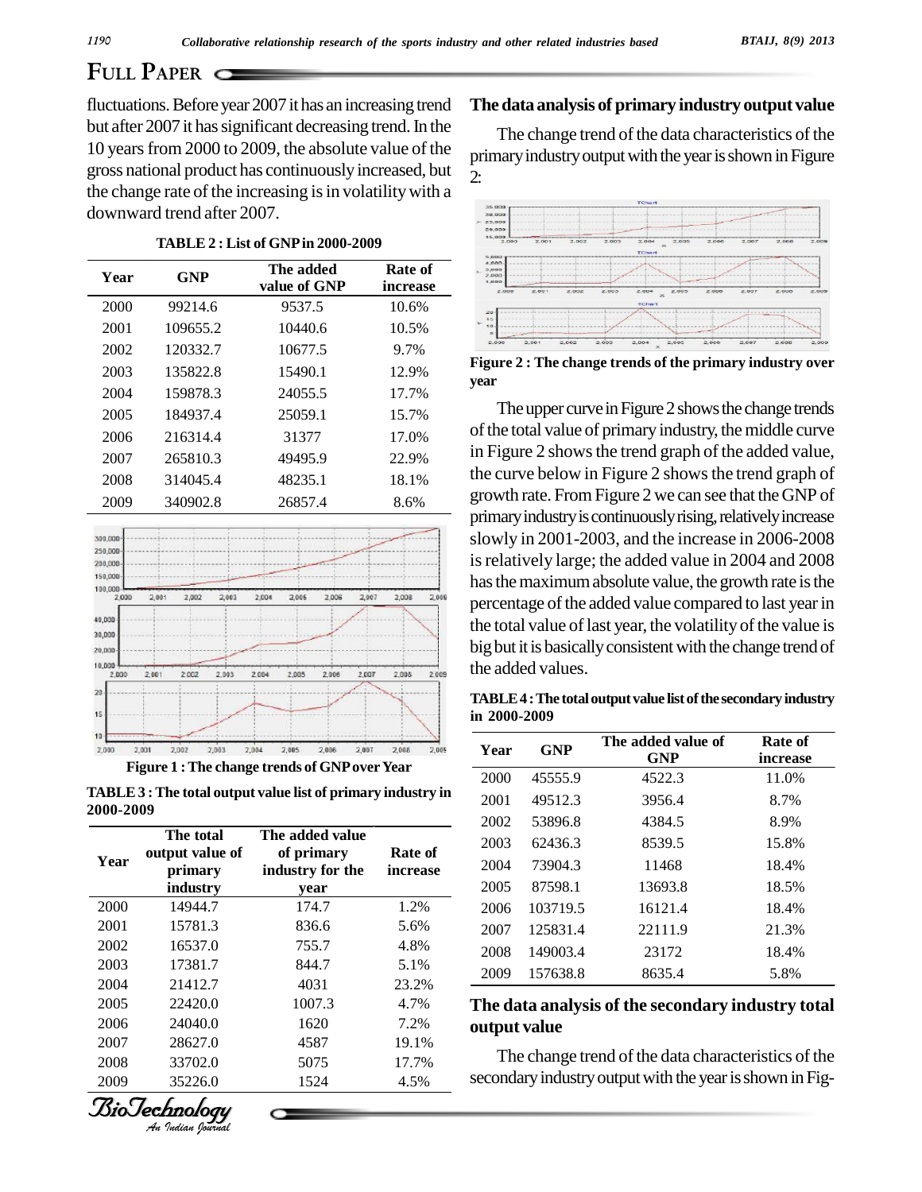fluctuations. Before year 2007 it has an increasing trend but after 2007 it has significant decreasing trend. In the 10 years from 2000 to 2009, the absolute value of the gross national product has continuously increased, but the change rate of the increasing is in volatility with a downward trend after 2007.

**TABLE 2 : List of GNP in 2000-2009**

| Year | GNP | The added value of GNP | Rate of increase |
|---|---|---|---|
| 2000 | 99214.6 | 9537.5 | 10.6% |
| 2001 | 109655.2 | 10440.6 | 10.5% |
| 2002 | 120332.7 | 10677.5 | 9.7% |
| 2003 | 135822.8 | 15490.1 | 12.9% |
| 2004 | 159878.3 | 24055.5 | 17.7% |
| 2005 | 184937.4 | 25059.1 | 15.7% |
| 2006 | 216314.4 | 31377 | 17.0% |
| 2007 | 265810.3 | 49495.9 | 22.9% |
| 2008 | 314045.4 | 48235.1 | 18.1% |
| 2009 | 340902.8 | 26857.4 | 8.6% |

**Figure 1 : The change trends of GNP over Year**

**TABLE 3 : The total output value list of primary industry in 2000-2009**

| Year | The total output value of primary industry | The added value of primary industry for the year | Rate of increase |
|---|---|---|---|
| 2000 | 14944.7 | 174.7 | 1.2% |
| 2001 | 15781.3 | 836.6 | 5.6% |
| 2002 | 16537.0 | 755.7 | 4.8% |
| 2003 | 17381.7 | 844.7 | 5.1% |
| 2004 | 21412.7 | 4031 | 23.2% |
| 2005 | 22420.0 | 1007.3 | 4.7% |
| 2006 | 24040.0 | 1620 | 7.2% |
| 2007 | 28627.0 | 4587 | 19.1% |
| 2008 | 33702.0 | 5075 | 17.7% |
| 2009 | 35226.0 | 1524 | 4.5% |

## The data analysis of primary industry output value

The change trend of the data characteristics of the primary industry output with the year is shown in Figure 2:

**Figure 2 : The change trends of the primary industry over year**

The upper curve in Figure 2 shows the change trends of the total value of primary industry, the middle curve in Figure 2 shows the trend graph of the added value, the curve below in Figure 2 shows the trend graph of growth rate. From Figure 2 we can see that the GNP of primary industry is continuously rising, relatively increase slowly in 2001-2003, and the increase in 2006-2008 is relatively large; the added value in 2004 and 2008 has the maximum absolute value, the growth rate is the percentage of the added value compared to last year in the total value of last year, the volatility of the value is big but it is basically consistent with the change trend of the added values.

**TABLE 4 : The total output value list of the secondary industry in 2000-2009**

| Year | GNP | The added value of GNP | Rate of increase |
|---|---|---|---|
| 2000 | 45555.9 | 4522.3 | 11.0% |
| 2001 | 49512.3 | 3956.4 | 8.7% |
| 2002 | 53896.8 | 4384.5 | 8.9% |
| 2003 | 62436.3 | 8539.5 | 15.8% |
| 2004 | 73904.3 | 11468 | 18.4% |
| 2005 | 87598.1 | 13693.8 | 18.5% |
| 2006 | 103719.5 | 16121.4 | 18.4% |
| 2007 | 125831.4 | 22111.9 | 21.3% |
| 2008 | 149003.4 | 23172 | 18.4% |
| 2009 | 157638.8 | 8635.4 | 5.8% |

## The data analysis of the secondary industry total output value

The change trend of the data characteristics of the secondary industry output with the year is shown in Fig-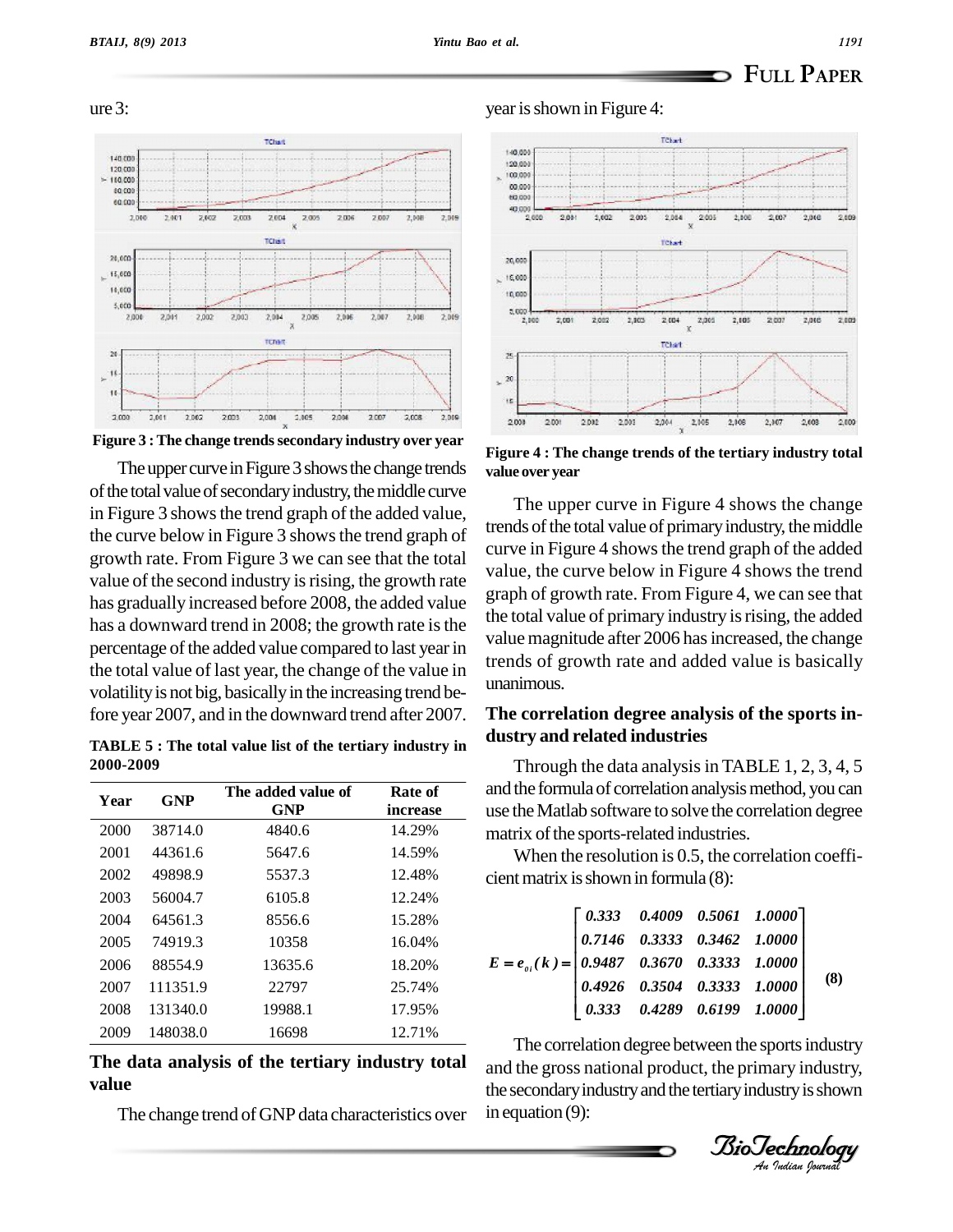ure 3:

**Figure 3 : The change trends secondary industry over year**

The upper curve in Figure 3 shows the change trends of the total value of secondary industry, the middle curve in Figure 3 shows the trend graph of the added value, the curve below in Figure 3 shows the trend graph of growth rate. From Figure 3 we can see that the total value of the second industry is rising, the growth rate has gradually increased before 2008, the added value has a downward trend in 2008; the growth rate is the percentage of the added value compared to last year in the total value of last year, the change of the value in volatility is not big, basically in the increasing trend before year 2007, and in the downward trend after 2007.

**TABLE 5 : The total value list of the tertiary industry in 2000-2009**

| Year | GNP | The added value of GNP | Rate of increase |
|---|---|---|---|
| 2000 | 38714.0 | 4840.6 | 14.29% |
| 2001 | 44361.6 | 5647.6 | 14.59% |
| 2002 | 49898.9 | 5537.3 | 12.48% |
| 2003 | 56004.7 | 6105.8 | 12.24% |
| 2004 | 64561.3 | 8556.6 | 15.28% |
| 2005 | 74919.3 | 10358 | 16.04% |
| 2006 | 88554.9 | 13635.6 | 18.20% |
| 2007 | 111351.9 | 22797 | 25.74% |
| 2008 | 131340.0 | 19988.1 | 17.95% |
| 2009 | 148038.0 | 16698 | 12.71% |

## The data analysis of the tertiary industry total value

The change trend of GNP data characteristics over year is shown in Figure 4:

**Figure 4 : The change trends of the tertiary industry total value over year**

The upper curve in Figure 4 shows the change trends of the total value of primary industry, the middle curve in Figure 4 shows the trend graph of the added value, the curve below in Figure 4 shows the trend graph of growth rate. From Figure 4, we can see that the total value of primary industry is rising, the added value magnitude after 2006 has increased, the change trends of growth rate and added value is basically unanimous.

## The correlation degree analysis of the sports industry and related industries

Through the data analysis in TABLE 1, 2, 3, 4, 5 and the formula of correlation analysis method, you can use the Matlab software to solve the correlation degree matrix of the sports-related industries.

When the resolution is 0.5, the correlation coefficient matrix is shown in formula (8):

$$E = e_{0i}(k) = \begin{bmatrix} 0.333 & 0.4009 & 0.5061 & 1.0000 \\ 0.7146 & 0.3333 & 0.3462 & 1.0000 \\ 0.9487 & 0.3670 & 0.3333 & 1.0000 \\ 0.4926 & 0.3504 & 0.3333 & 1.0000 \\ 0.333 & 0.4289 & 0.6199 & 1.0000 \end{bmatrix} \quad (8)$$

The correlation degree between the sports industry and the gross national product, the primary industry, the secondary industry and the tertiary industry is shown in equation (9):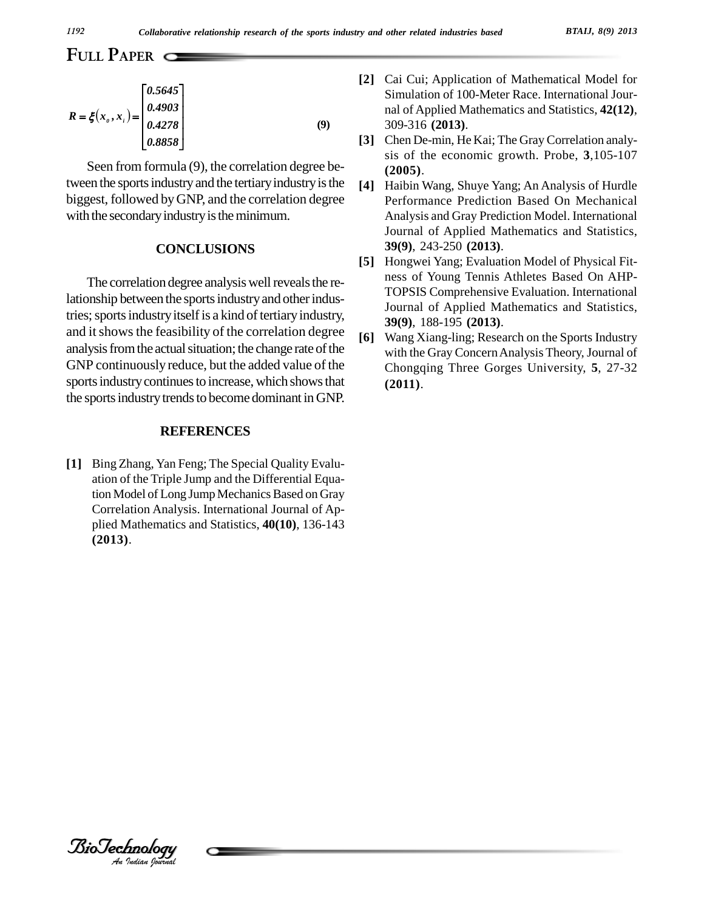$$R = \xi(x_o, x_i) = \begin{bmatrix} 0.5645 \\ 0.4903 \\ 0.4278 \\ 0.8858 \end{bmatrix} \quad (9)$$

Seen from formula (9), the correlation degree between the sports industry and the tertiary industry is the biggest, followed by GNP, and the correlation degree with the secondary industry is the minimum.

## CONCLUSIONS

The correlation degree analysis well reveals the relationship between the sports industry and other industries; sports industry itself is a kind of tertiary industry, and it shows the feasibility of the correlation degree analysis from the actual situation; the change rate of the GNP continuously reduce, but the added value of the sports industry continues to increase, which shows that the sports industry trends to become dominant in GNP.

## REFERENCES

**[1]** Bing Zhang, Yan Feng; The Special Quality Evaluation of the Triple Jump and the Differential Equation Model of Long Jump Mechanics Based on Gray Correlation Analysis. International Journal of Applied Mathematics and Statistics, **40(10)**, 136-143 **(2013)**.

**[2]** Cai Cui; Application of Mathematical Model for Simulation of 100-Meter Race. International Journal of Applied Mathematics and Statistics, **42(12)**, 309-316 **(2013)**.

**[3]** Chen De-min, He Kai; The Gray Correlation analysis of the economic growth. Probe, **3**,105-107 **(2005)**.

**[4]** Haibin Wang, Shuye Yang; An Analysis of Hurdle Performance Prediction Based On Mechanical Analysis and Gray Prediction Model. International Journal of Applied Mathematics and Statistics, **39(9)**, 243-250 **(2013)**.

**[5]** Hongwei Yang; Evaluation Model of Physical Fitness of Young Tennis Athletes Based On AHP-TOPSIS Comprehensive Evaluation. International Journal of Applied Mathematics and Statistics, **39(9)**, 188-195 **(2013)**.

**[6]** Wang Xiang-ling; Research on the Sports Industry with the Gray Concern Analysis Theory, Journal of Chongqing Three Gorges University, **5**, 27-32 **(2011)**.